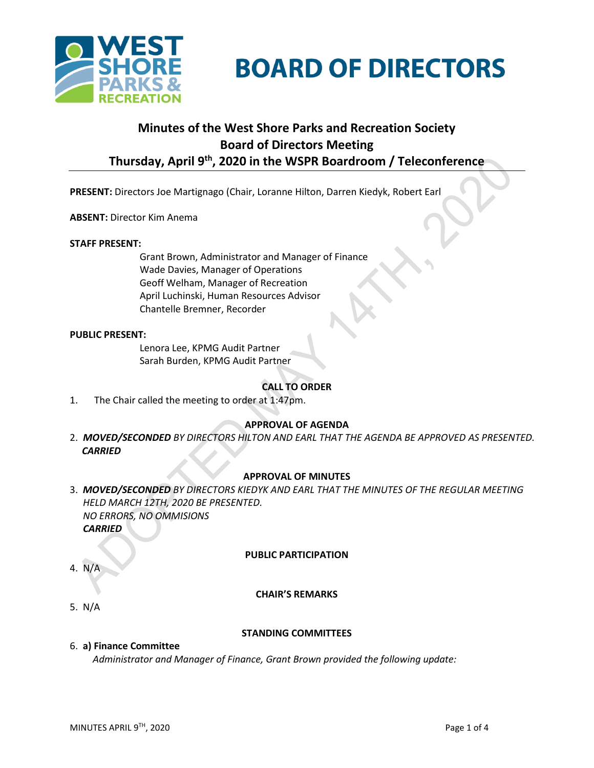# BOARD OF DIRECTORS

## Minutes of the West Shore Parks and Recreation Society Board of Directors Meeting Thursday, April 9th, 2020 in the WSPR Boardroom / Teleconference

**PRESENT:** Directors Joe Martignago (Chair, Loranne Hilton, Darren Kiedyk, Robert Earl

**ABSENT:** Director Kim Anema

**STAFF PRESENT:**

Grant Brown, Administrator and Manager of Finance
Wade Davies, Manager of Operations
Geoff Welham, Manager of Recreation
April Luchinski, Human Resources Advisor
Chantelle Bremner, Recorder

**PUBLIC PRESENT:**

Lenora Lee, KPMG Audit Partner
Sarah Burden, KPMG Audit Partner

**CALL TO ORDER**

1. The Chair called the meeting to order at 1:47pm.

**APPROVAL OF AGENDA**

2. ***MOVED/SECONDED** BY DIRECTORS HILTON AND EARL THAT THE AGENDA BE APPROVED AS PRESENTED.*
   ***CARRIED***

**APPROVAL OF MINUTES**

3. ***MOVED/SECONDED** BY DIRECTORS KIEDYK AND EARL THAT THE MINUTES OF THE REGULAR MEETING HELD MARCH 12TH, 2020 BE PRESENTED.*
   *NO ERRORS, NO OMMISIONS*
   ***CARRIED***

**PUBLIC PARTICIPATION**

4. N/A

**CHAIR'S REMARKS**

5. N/A

**STANDING COMMITTEES**

6. **a) Finance Committee**
   *Administrator and Manager of Finance, Grant Brown provided the following update:*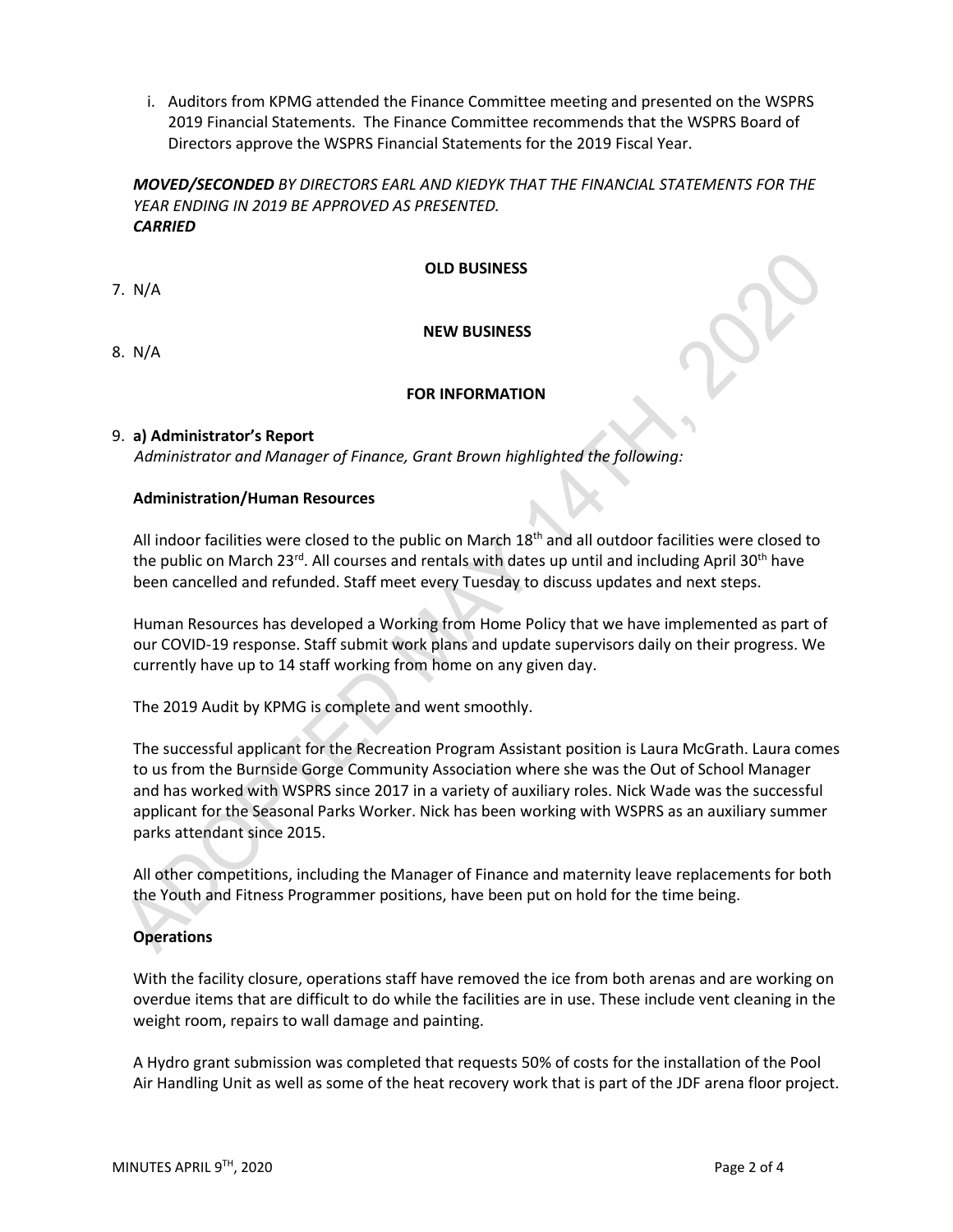i. Auditors from KPMG attended the Finance Committee meeting and presented on the WSPRS 2019 Financial Statements. The Finance Committee recommends that the WSPRS Board of Directors approve the WSPRS Financial Statements for the 2019 Fiscal Year.

***MOVED/SECONDED** BY DIRECTORS EARL AND KIEDYK THAT THE FINANCIAL STATEMENTS FOR THE YEAR ENDING IN 2019 BE APPROVED AS PRESENTED.*
***CARRIED***

**OLD BUSINESS**

7. N/A

**NEW BUSINESS**

8. N/A

**FOR INFORMATION**

9. **a) Administrator's Report**
*Administrator and Manager of Finance, Grant Brown highlighted the following:*

**Administration/Human Resources**

All indoor facilities were closed to the public on March 18th and all outdoor facilities were closed to the public on March 23rd. All courses and rentals with dates up until and including April 30th have been cancelled and refunded. Staff meet every Tuesday to discuss updates and next steps.

Human Resources has developed a Working from Home Policy that we have implemented as part of our COVID-19 response. Staff submit work plans and update supervisors daily on their progress. We currently have up to 14 staff working from home on any given day.

The 2019 Audit by KPMG is complete and went smoothly.

The successful applicant for the Recreation Program Assistant position is Laura McGrath. Laura comes to us from the Burnside Gorge Community Association where she was the Out of School Manager and has worked with WSPRS since 2017 in a variety of auxiliary roles. Nick Wade was the successful applicant for the Seasonal Parks Worker. Nick has been working with WSPRS as an auxiliary summer parks attendant since 2015.

All other competitions, including the Manager of Finance and maternity leave replacements for both the Youth and Fitness Programmer positions, have been put on hold for the time being.

**Operations**

With the facility closure, operations staff have removed the ice from both arenas and are working on overdue items that are difficult to do while the facilities are in use. These include vent cleaning in the weight room, repairs to wall damage and painting.

A Hydro grant submission was completed that requests 50% of costs for the installation of the Pool Air Handling Unit as well as some of the heat recovery work that is part of the JDF arena floor project.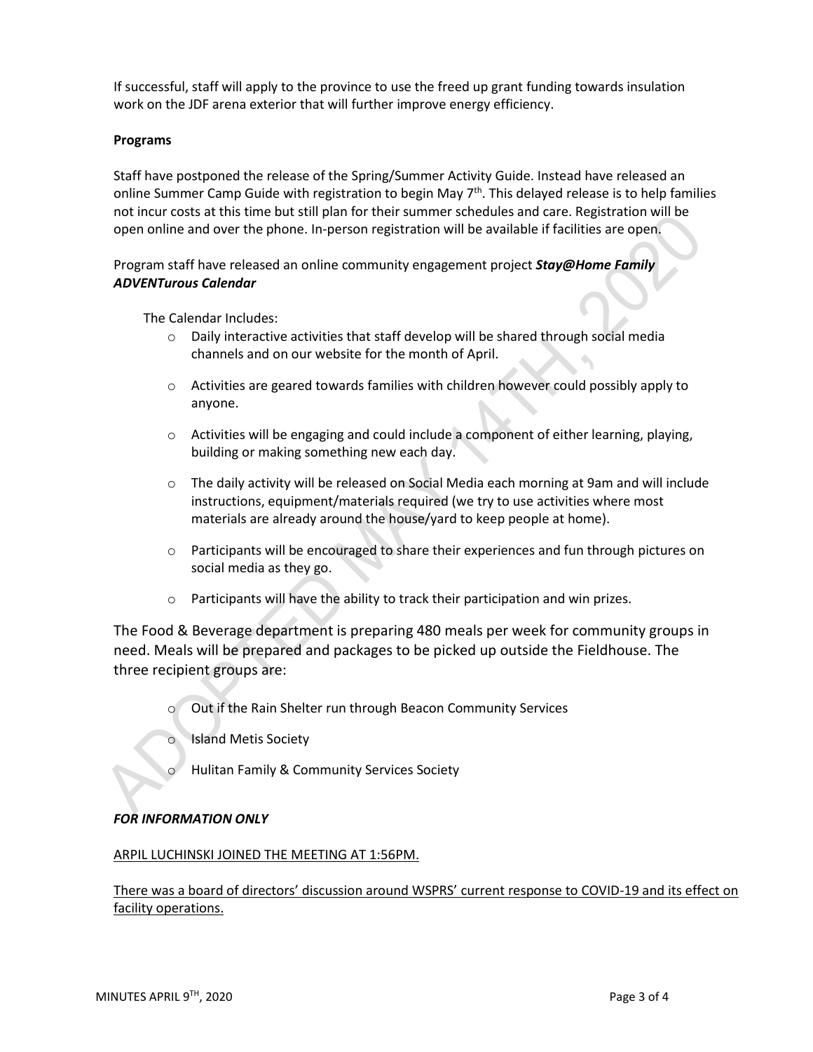If successful, staff will apply to the province to use the freed up grant funding towards insulation work on the JDF arena exterior that will further improve energy efficiency.

**Programs**

Staff have postponed the release of the Spring/Summer Activity Guide. Instead have released an online Summer Camp Guide with registration to begin May 7th. This delayed release is to help families not incur costs at this time but still plan for their summer schedules and care. Registration will be open online and over the phone. In-person registration will be available if facilities are open.

Program staff have released an online community engagement project ***Stay@Home Family ADVENTurous Calendar***

The Calendar Includes:

- Daily interactive activities that staff develop will be shared through social media channels and on our website for the month of April.
- Activities are geared towards families with children however could possibly apply to anyone.
- Activities will be engaging and could include a component of either learning, playing, building or making something new each day.
- The daily activity will be released on Social Media each morning at 9am and will include instructions, equipment/materials required (we try to use activities where most materials are already around the house/yard to keep people at home).
- Participants will be encouraged to share their experiences and fun through pictures on social media as they go.
- Participants will have the ability to track their participation and win prizes.

The Food & Beverage department is preparing 480 meals per week for community groups in need. Meals will be prepared and packages to be picked up outside the Fieldhouse. The three recipient groups are:

- Out if the Rain Shelter run through Beacon Community Services
- Island Metis Society
- Hulitan Family & Community Services Society

***FOR INFORMATION ONLY***

ARPIL LUCHINSKI JOINED THE MEETING AT 1:56PM.

There was a board of directors' discussion around WSPRS' current response to COVID-19 and its effect on facility operations.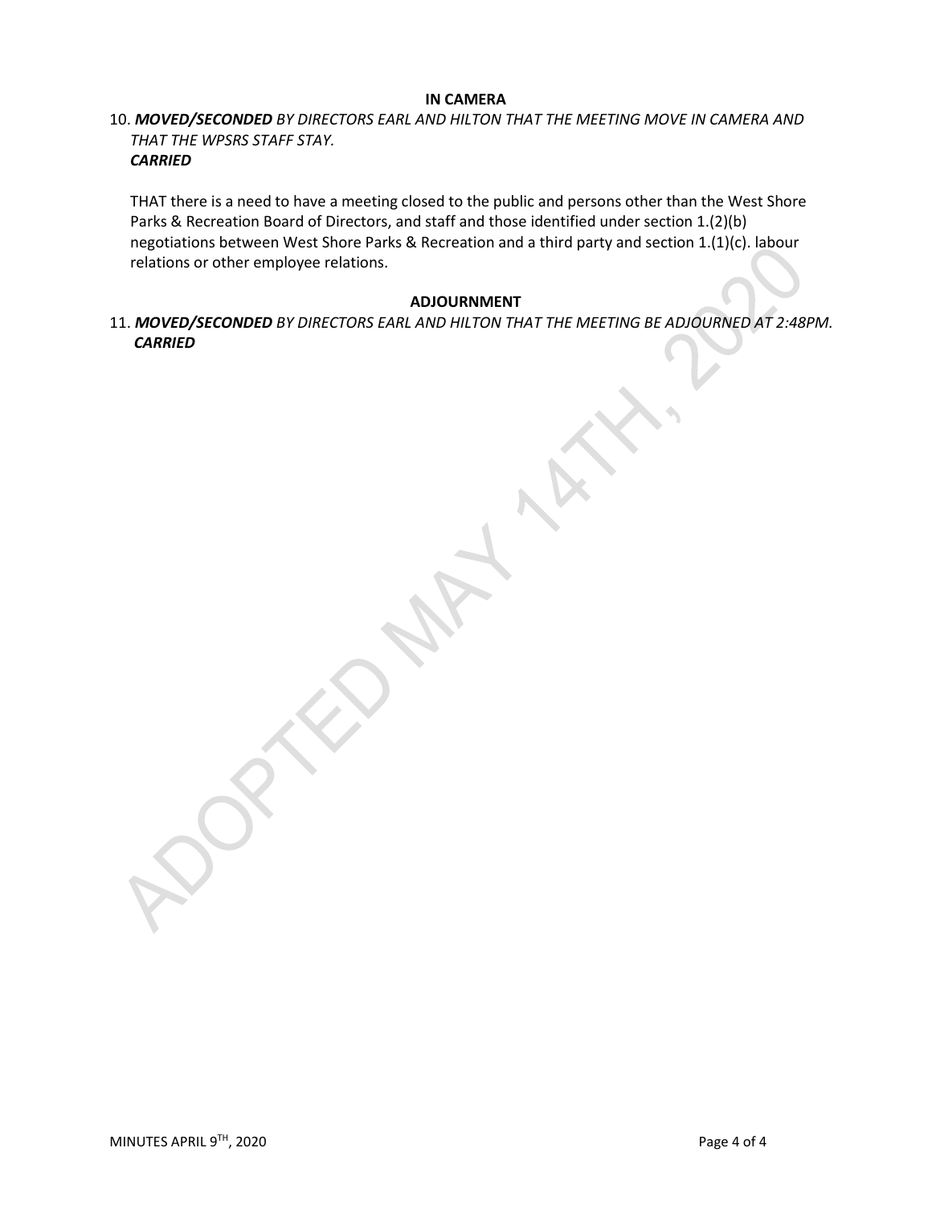## IN CAMERA

10. ***MOVED/SECONDED*** *BY DIRECTORS EARL AND HILTON THAT THE MEETING MOVE IN CAMERA AND THAT THE WPSRS STAFF STAY.*
    ***CARRIED***

    THAT there is a need to have a meeting closed to the public and persons other than the West Shore Parks & Recreation Board of Directors, and staff and those identified under section 1.(2)(b) negotiations between West Shore Parks & Recreation and a third party and section 1.(1)(c). labour relations or other employee relations.

## ADJOURNMENT

11. ***MOVED/SECONDED*** *BY DIRECTORS EARL AND HILTON THAT THE MEETING BE ADJOURNED AT 2:48PM.*
    ***CARRIED***

ADOPTED MAY 14TH, 2020